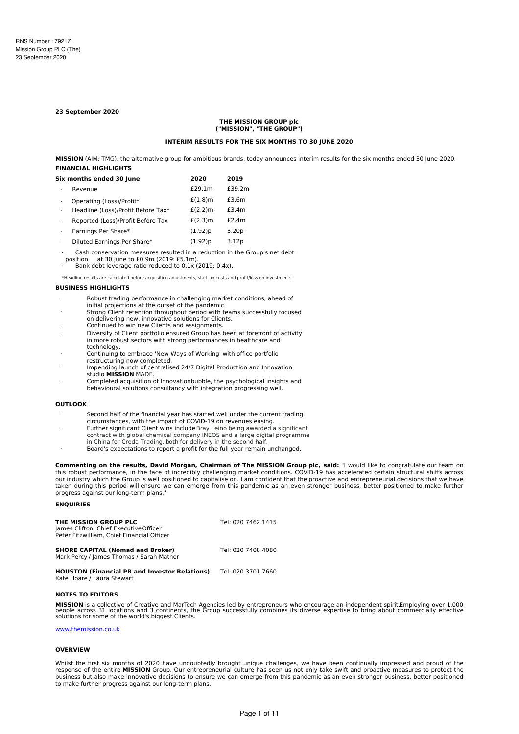RNS Number : 7921Z
Mission Group PLC (The)
23 September 2020

**23 September 2020**

**THE MISSION GROUP plc**
**("MISSION", "THE GROUP")**

**INTERIM RESULTS FOR THE SIX MONTHS TO 30 JUNE 2020**

**MISSION** (AIM: TMG), the alternative group for ambitious brands, today announces interim results for the six months ended 30 June 2020.

**FINANCIAL HIGHLIGHTS**

| Six months ended 30 June | 2020 | 2019 |
|---|---|---|
| · Revenue | £29.1m | £39.2m |
| · Operating (Loss)/Profit* | £(1.8)m | £3.6m |
| · Headline (Loss)/Profit Before Tax* | £(2.2)m | £3.4m |
| · Reported (Loss)/Profit Before Tax | £(2.3)m | £2.4m |
| · Earnings Per Share* | (1.92)p | 3.20p |
| · Diluted Earnings Per Share* | (1.92)p | 3.12p |

- Cash conservation measures resulted in a reduction in the Group's net debt position at 30 June to £0.9m (2019: £5.1m).
- Bank debt leverage ratio reduced to 0.1x (2019: 0.4x).

*Headline results are calculated before acquisition adjustments, start-up costs and profit/loss on investments.

**BUSINESS HIGHLIGHTS**

- Robust trading performance in challenging market conditions, ahead of initial projections at the outset of the pandemic.
- Strong Client retention throughout period with teams successfully focused on delivering new, innovative solutions for Clients.
- Continued to win new Clients and assignments.
- Diversity of Client portfolio ensured Group has been at forefront of activity in more robust sectors with strong performances in healthcare and technology.
- Continuing to embrace 'New Ways of Working' with office portfolio restructuring now completed.
- Impending launch of centralised 24/7 Digital Production and Innovation studio **MISSION** MADE.
- Completed acquisition of Innovationbubble, the psychological insights and behavioural solutions consultancy with integration progressing well.

**OUTLOOK**

- Second half of the financial year has started well under the current trading circumstances, with the impact of COVID-19 on revenues easing.
- Further significant Client wins include Bray Leino being awarded a significant contract with global chemical company INEOS and a large digital programme in China for Croda Trading, both for delivery in the second half.
- Board's expectations to report a profit for the full year remain unchanged.

**Commenting on the results, David Morgan, Chairman of The MISSION Group plc, said:** "I would like to congratulate our team on this robust performance, in the face of incredibly challenging market conditions. COVID-19 has accelerated certain structural shifts across our industry which the Group is well positioned to capitalise on. I am confident that the proactive and entrepreneurial decisions that we have taken during this period will ensure we can emerge from this pandemic as an even stronger business, better positioned to make further progress against our long-term plans."

**ENQUIRIES**

| | |
|---|---|
| **THE MISSION GROUP PLC**<br>James Clifton, Chief Executive Officer<br>Peter Fitzwilliam, Chief Financial Officer | Tel: 020 7462 1415 |
| **SHORE CAPITAL (Nomad and Broker)**<br>Mark Percy / James Thomas / Sarah Mather | Tel: 020 7408 4080 |
| **HOUSTON (Financial PR and Investor Relations)**<br>Kate Hoare / Laura Stewart | Tel: 020 3701 7660 |

**NOTES TO EDITORS**

**MISSION** is a collective of Creative and MarTech Agencies led by entrepreneurs who encourage an independent spirit. Employing over 1,000 people across 31 locations and 3 continents, the Group successfully combines its diverse expertise to bring about commercially effective solutions for some of the world's biggest Clients.

www.themission.co.uk

**OVERVIEW**

Whilst the first six months of 2020 have undoubtedly brought unique challenges, we have been continually impressed and proud of the response of the entire **MISSION** Group. Our entrepreneurial culture has seen us not only take swift and proactive measures to protect the business but also make innovative decisions to ensure we can emerge from this pandemic as an even stronger business, better positioned to make further progress against our long-term plans.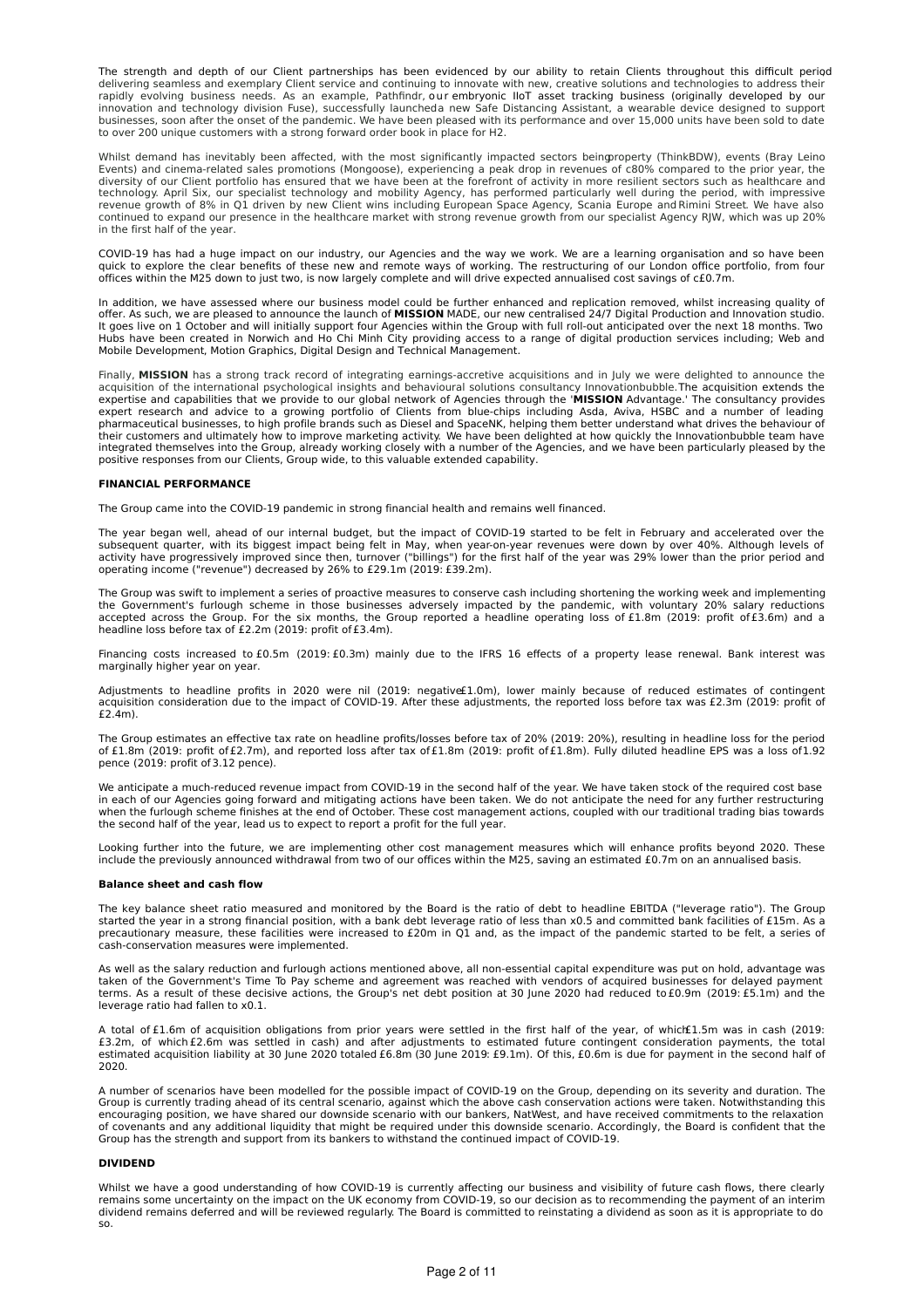The strength and depth of our Client partnerships has been evidenced by our ability to retain Clients throughout this difficult period delivering seamless and exemplary Client service and continuing to innovate with new, creative solutions and technologies to address their rapidly evolving business needs. As an example, Pathfindr, our embryonic IIoT asset tracking business (originally developed by our innovation and technology division Fuse), successfully launched a new Safe Distancing Assistant, a wearable device designed to support businesses, soon after the onset of the pandemic. We have been pleased with its performance and over 15,000 units have been sold to date to over 200 unique customers with a strong forward order book in place for H2.

Whilst demand has inevitably been affected, with the most significantly impacted sectors being property (ThinkBDW), events (Bray Leino Events) and cinema-related sales promotions (Mongoose), experiencing a peak drop in revenues of c80% compared to the prior year, the diversity of our Client portfolio has ensured that we have been at the forefront of activity in more resilient sectors such as healthcare and technology. April Six, our specialist technology and mobility Agency, has performed particularly well during the period, with impressive revenue growth of 8% in Q1 driven by new Client wins including European Space Agency, Scania Europe and Rimini Street. We have also continued to expand our presence in the healthcare market with strong revenue growth from our specialist Agency RJW, which was up 20% in the first half of the year.

COVID-19 has had a huge impact on our industry, our Agencies and the way we work. We are a learning organisation and so have been quick to explore the clear benefits of these new and remote ways of working. The restructuring of our London office portfolio, from four offices within the M25 down to just two, is now largely complete and will drive expected annualised cost savings of c£0.7m.

In addition, we have assessed where our business model could be further enhanced and replication removed, whilst increasing quality of offer. As such, we are pleased to announce the launch of **MISSION** MADE, our new centralised 24/7 Digital Production and Innovation studio. It goes live on 1 October and will initially support four Agencies within the Group with full roll-out anticipated over the next 18 months. Two Hubs have been created in Norwich and Ho Chi Minh City providing access to a range of digital production services including; Web and Mobile Development, Motion Graphics, Digital Design and Technical Management.

Finally, **MISSION** has a strong track record of integrating earnings-accretive acquisitions and in July we were delighted to announce the acquisition of the international psychological insights and behavioural solutions consultancy Innovationbubble. The acquisition extends the expertise and capabilities that we provide to our global network of Agencies through the '**MISSION** Advantage.' The consultancy provides expert research and advice to a growing portfolio of Clients from blue-chips including Asda, Aviva, HSBC and a number of leading pharmaceutical businesses, to high profile brands such as Diesel and SpaceNK, helping them better understand what drives the behaviour of their customers and ultimately how to improve marketing activity. We have been delighted at how quickly the Innovationbubble team have integrated themselves into the Group, already working closely with a number of the Agencies, and we have been particularly pleased by the positive responses from our Clients, Group wide, to this valuable extended capability.

## FINANCIAL PERFORMANCE

The Group came into the COVID-19 pandemic in strong financial health and remains well financed.

The year began well, ahead of our internal budget, but the impact of COVID-19 started to be felt in February and accelerated over the subsequent quarter, with its biggest impact being felt in May, when year-on-year revenues were down by over 40%. Although levels of activity have progressively improved since then, turnover ("billings") for the first half of the year was 29% lower than the prior period and operating income ("revenue") decreased by 26% to £29.1m (2019: £39.2m).

The Group was swift to implement a series of proactive measures to conserve cash including shortening the working week and implementing the Government's furlough scheme in those businesses adversely impacted by the pandemic, with voluntary 20% salary reductions accepted across the Group. For the six months, the Group reported a headline operating loss of £1.8m (2019: profit of £3.6m) and a headline loss before tax of £2.2m (2019: profit of £3.4m).

Financing costs increased to £0.5m (2019: £0.3m) mainly due to the IFRS 16 effects of a property lease renewal. Bank interest was marginally higher year on year.

Adjustments to headline profits in 2020 were nil (2019: negative £1.0m), lower mainly because of reduced estimates of contingent acquisition consideration due to the impact of COVID-19. After these adjustments, the reported loss before tax was £2.3m (2019: profit of £2.4m).

The Group estimates an effective tax rate on headline profits/losses before tax of 20% (2019: 20%), resulting in headline loss for the period of £1.8m (2019: profit of £2.7m), and reported loss after tax of £1.8m (2019: profit of £1.8m). Fully diluted headline EPS was a loss of 1.92 pence (2019: profit of 3.12 pence).

We anticipate a much-reduced revenue impact from COVID-19 in the second half of the year. We have taken stock of the required cost base in each of our Agencies going forward and mitigating actions have been taken. We do not anticipate the need for any further restructuring when the furlough scheme finishes at the end of October. These cost management actions, coupled with our traditional trading bias towards the second half of the year, lead us to expect to report a profit for the full year.

Looking further into the future, we are implementing other cost management measures which will enhance profits beyond 2020. These include the previously announced withdrawal from two of our offices within the M25, saving an estimated £0.7m on an annualised basis.

### Balance sheet and cash flow

The key balance sheet ratio measured and monitored by the Board is the ratio of debt to headline EBITDA ("leverage ratio"). The Group started the year in a strong financial position, with a bank debt leverage ratio of less than x0.5 and committed bank facilities of £15m. As a precautionary measure, these facilities were increased to £20m in Q1 and, as the impact of the pandemic started to be felt, a series of cash-conservation measures were implemented.

As well as the salary reduction and furlough actions mentioned above, all non-essential capital expenditure was put on hold, advantage was taken of the Government's Time To Pay scheme and agreement was reached with vendors of acquired businesses for delayed payment terms. As a result of these decisive actions, the Group's net debt position at 30 June 2020 had reduced to £0.9m (2019: £5.1m) and the leverage ratio had fallen to x0.1.

A total of £1.6m of acquisition obligations from prior years were settled in the first half of the year, of which £1.5m was in cash (2019: £3.2m, of which £2.6m was settled in cash) and after adjustments to estimated future contingent consideration payments, the total estimated acquisition liability at 30 June 2020 totaled £6.8m (30 June 2019: £9.1m). Of this, £0.6m is due for payment in the second half of 2020.

A number of scenarios have been modelled for the possible impact of COVID-19 on the Group, depending on its severity and duration. The Group is currently trading ahead of its central scenario, against which the above cash conservation actions were taken. Notwithstanding this encouraging position, we have shared our downside scenario with our bankers, NatWest, and have received commitments to the relaxation of covenants and any additional liquidity that might be required under this downside scenario. Accordingly, the Board is confident that the Group has the strength and support from its bankers to withstand the continued impact of COVID-19.

## DIVIDEND

Whilst we have a good understanding of how COVID-19 is currently affecting our business and visibility of future cash flows, there clearly remains some uncertainty on the impact on the UK economy from COVID-19, so our decision as to recommending the payment of an interim dividend remains deferred and will be reviewed regularly. The Board is committed to reinstating a dividend as soon as it is appropriate to do so.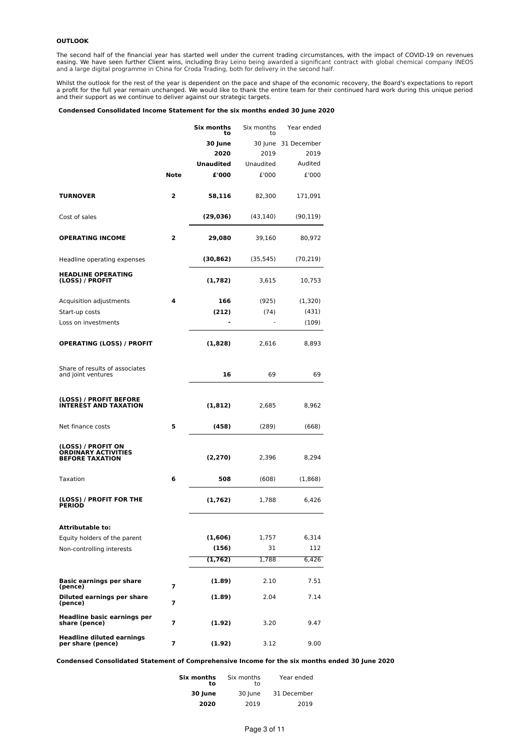**OUTLOOK**

The second half of the financial year has started well under the current trading circumstances, with the impact of COVID-19 on revenues easing. We have seen further Client wins, including Bray Leino being awarded a significant contract with global chemical company INEOS and a large digital programme in China for Croda Trading, both for delivery in the second half.

Whilst the outlook for the rest of the year is dependent on the pace and shape of the economic recovery, the Board's expectations to report a profit for the full year remain unchanged. We would like to thank the entire team for their continued hard work during this unique period and their support as we continue to deliver against our strategic targets.

**Condensed Consolidated Income Statement for the six months ended 30 June 2020**

| | Note | **Six months to 30 June 2020 Unaudited £'000** | Six months to 30 June 2019 Unaudited £'000 | Year ended 31 December 2019 Audited £'000 |
|---|---|---|---|---|
| **TURNOVER** | **2** | **58,116** | 82,300 | 171,091 |
| Cost of sales | | **(29,036)** | (43,140) | (90,119) |
| **OPERATING INCOME** | **2** | **29,080** | 39,160 | 80,972 |
| Headline operating expenses | | **(30,862)** | (35,545) | (70,219) |
| **HEADLINE OPERATING (LOSS) / PROFIT** | | **(1,782)** | 3,615 | 10,753 |
| Acquisition adjustments | **4** | **166** | (925) | (1,320) |
| Start-up costs | | **(212)** | (74) | (431) |
| Loss on investments | | **-** | - | (109) |
| **OPERATING (LOSS) / PROFIT** | | **(1,828)** | 2,616 | 8,893 |
| Share of results of associates and joint ventures | | **16** | 69 | 69 |
| **(LOSS) / PROFIT BEFORE INTEREST AND TAXATION** | | **(1,812)** | 2,685 | 8,962 |
| Net finance costs | **5** | **(458)** | (289) | (668) |
| **(LOSS) / PROFIT ON ORDINARY ACTIVITIES BEFORE TAXATION** | | **(2,270)** | 2,396 | 8,294 |
| Taxation | **6** | **508** | (608) | (1,868) |
| **(LOSS) / PROFIT FOR THE PERIOD** | | **(1,762)** | 1,788 | 6,426 |
| **Attributable to:** | | | | |
| Equity holders of the parent | | **(1,606)** | 1,757 | 6,314 |
| Non-controlling interests | | **(156)** | 31 | 112 |
| | | **(1,762)** | 1,788 | 6,426 |
| **Basic earnings per share (pence)** | **7** | **(1.89)** | 2.10 | 7.51 |
| **Diluted earnings per share (pence)** | **7** | **(1.89)** | 2.04 | 7.14 |
| **Headline basic earnings per share (pence)** | **7** | **(1.92)** | 3.20 | 9.47 |
| **Headline diluted earnings per share (pence)** | **7** | **(1.92)** | 3.12 | 9.00 |

**Condensed Consolidated Statement of Comprehensive Income for the six months ended 30 June 2020**

| | **Six months to 30 June 2020** | Six months to 30 June 2019 | Year ended 31 December 2019 |
|---|---|---|---|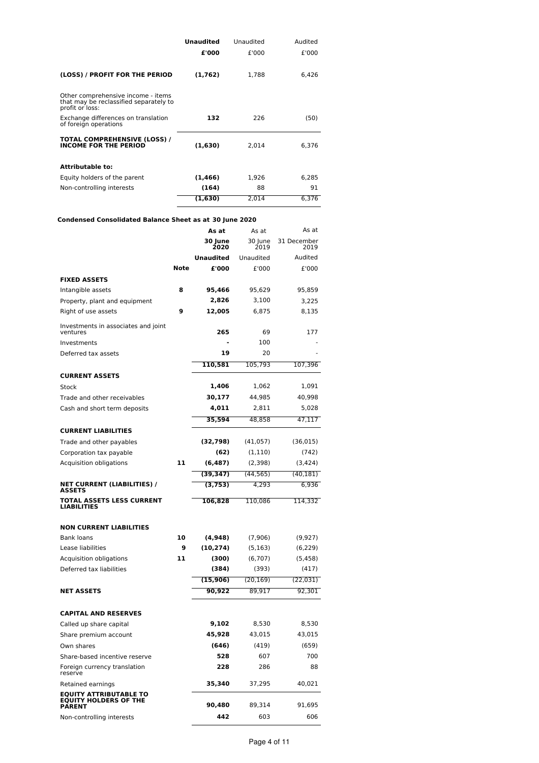| | Unaudited | Unaudited | Audited |
|---|---|---|---|
| | **£'000** | £'000 | £'000 |
| **(LOSS) / PROFIT FOR THE PERIOD** | **(1,762)** | 1,788 | 6,426 |
| Other comprehensive income - items that may be reclassified separately to profit or loss: | | | |
| Exchange differences on translation of foreign operations | **132** | 226 | (50) |
| **TOTAL COMPREHENSIVE (LOSS) / INCOME FOR THE PERIOD** | **(1,630)** | 2,014 | 6,376 |
| **Attributable to:** | | | |
| Equity holders of the parent | **(1,466)** | 1,926 | 6,285 |
| Non-controlling interests | **(164)** | 88 | 91 |
| | **(1,630)** | 2,014 | 6,376 |

**Condensed Consolidated Balance Sheet as at 30 June 2020**

| | | As at | As at | As at |
|---|---|---|---|---|
| | | **30 June 2020** | 30 June 2019 | 31 December 2019 |
| | | **Unaudited** | Unaudited | Audited |
| | **Note** | **£'000** | £'000 | £'000 |
| **FIXED ASSETS** | | | | |
| Intangible assets | **8** | **95,466** | 95,629 | 95,859 |
| Property, plant and equipment | | **2,826** | 3,100 | 3,225 |
| Right of use assets | **9** | **12,005** | 6,875 | 8,135 |
| Investments in associates and joint ventures | | **265** | 69 | 177 |
| Investments | | **-** | 100 | - |
| Deferred tax assets | | **19** | 20 | - |
| | | **110,581** | 105,793 | 107,396 |
| **CURRENT ASSETS** | | | | |
| Stock | | **1,406** | 1,062 | 1,091 |
| Trade and other receivables | | **30,177** | 44,985 | 40,998 |
| Cash and short term deposits | | **4,011** | 2,811 | 5,028 |
| | | **35,594** | 48,858 | 47,117 |
| **CURRENT LIABILITIES** | | | | |
| Trade and other payables | | **(32,798)** | (41,057) | (36,015) |
| Corporation tax payable | | **(62)** | (1,110) | (742) |
| Acquisition obligations | **11** | **(6,487)** | (2,398) | (3,424) |
| | | **(39,347)** | (44,565) | (40,181) |
| **NET CURRENT (LIABILITIES) / ASSETS** | | **(3,753)** | 4,293 | 6,936 |
| **TOTAL ASSETS LESS CURRENT LIABILITIES** | | **106,828** | 110,086 | 114,332 |
| **NON CURRENT LIABILITIES** | | | | |
| Bank loans | **10** | **(4,948)** | (7,906) | (9,927) |
| Lease liabilities | **9** | **(10,274)** | (5,163) | (6,229) |
| Acquisition obligations | **11** | **(300)** | (6,707) | (5,458) |
| Deferred tax liabilities | | **(384)** | (393) | (417) |
| | | **(15,906)** | (20,169) | (22,031) |
| **NET ASSETS** | | **90,922** | 89,917 | 92,301 |
| **CAPITAL AND RESERVES** | | | | |
| Called up share capital | | **9,102** | 8,530 | 8,530 |
| Share premium account | | **45,928** | 43,015 | 43,015 |
| Own shares | | **(646)** | (419) | (659) |
| Share-based incentive reserve | | **528** | 607 | 700 |
| Foreign currency translation reserve | | **228** | 286 | 88 |
| Retained earnings | | **35,340** | 37,295 | 40,021 |
| **EQUITY ATTRIBUTABLE TO EQUITY HOLDERS OF THE PARENT** | | **90,480** | 89,314 | 91,695 |
| Non-controlling interests | | **442** | 603 | 606 |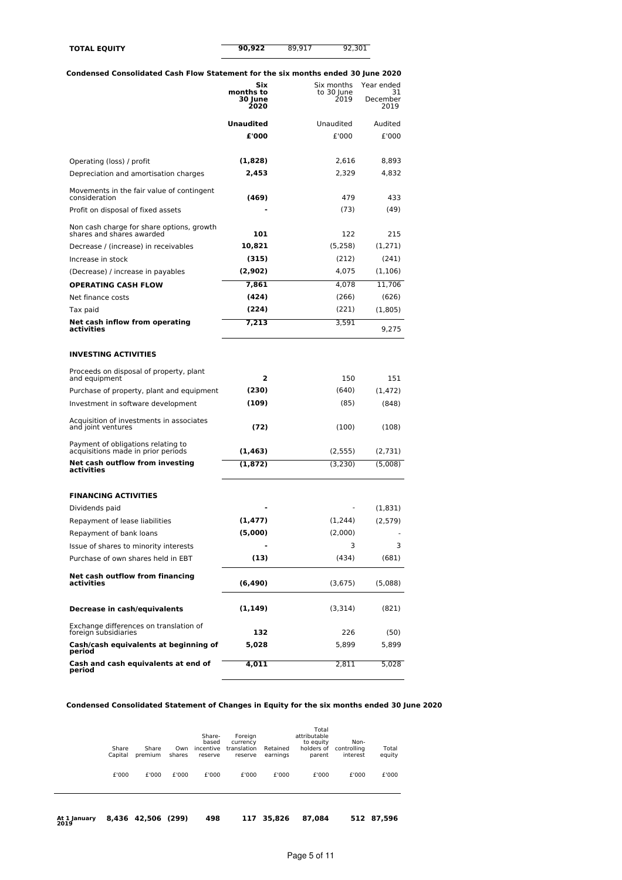| **TOTAL EQUITY** | **90,922** | 89,917 | 92,301 |
|---|---|---|---|

**Condensed Consolidated Cash Flow Statement for the six months ended 30 June 2020**

| | **Six months to 30 June 2020** | Six months to 30 June 2019 | Year ended 31 December 2019 |
|---|---|---|---|
| | **Unaudited** | Unaudited | Audited |
| | **£'000** | £'000 | £'000 |
| Operating (loss) / profit | **(1,828)** | 2,616 | 8,893 |
| Depreciation and amortisation charges | **2,453** | 2,329 | 4,832 |
| Movements in the fair value of contingent consideration | **(469)** | 479 | 433 |
| Profit on disposal of fixed assets | **-** | (73) | (49) |
| Non cash charge for share options, growth shares and shares awarded | **101** | 122 | 215 |
| Decrease / (increase) in receivables | **10,821** | (5,258) | (1,271) |
| Increase in stock | **(315)** | (212) | (241) |
| (Decrease) / increase in payables | **(2,902)** | 4,075 | (1,106) |
| **OPERATING CASH FLOW** | **7,861** | 4,078 | 11,706 |
| Net finance costs | **(424)** | (266) | (626) |
| Tax paid | **(224)** | (221) | (1,805) |
| **Net cash inflow from operating activities** | **7,213** | 3,591 | 9,275 |
| **INVESTING ACTIVITIES** | | | |
| Proceeds on disposal of property, plant and equipment | **2** | 150 | 151 |
| Purchase of property, plant and equipment | **(230)** | (640) | (1,472) |
| Investment in software development | **(109)** | (85) | (848) |
| Acquisition of investments in associates and joint ventures | **(72)** | (100) | (108) |
| Payment of obligations relating to acquisitions made in prior periods | **(1,463)** | (2,555) | (2,731) |
| **Net cash outflow from investing activities** | **(1,872)** | (3,230) | (5,008) |
| **FINANCING ACTIVITIES** | | | |
| Dividends paid | **-** | - | (1,831) |
| Repayment of lease liabilities | **(1,477)** | (1,244) | (2,579) |
| Repayment of bank loans | **(5,000)** | (2,000) | - |
| Issue of shares to minority interests | **-** | 3 | 3 |
| Purchase of own shares held in EBT | **(13)** | (434) | (681) |
| **Net cash outflow from financing activities** | **(6,490)** | (3,675) | (5,088) |
| **Decrease in cash/equivalents** | **(1,149)** | (3,314) | (821) |
| Exchange differences on translation of foreign subsidiaries | **132** | 226 | (50) |
| **Cash/cash equivalents at beginning of period** | **5,028** | 5,899 | 5,899 |
| **Cash and cash equivalents at end of period** | **4,011** | 2,811 | 5,028 |

**Condensed Consolidated Statement of Changes in Equity for the six months ended 30 June 2020**

| | Share Capital | Share premium | Own shares | Share-based incentive reserve | Foreign currency translation reserve | Retained earnings | Total attributable to equity holders of parent | Non-controlling interest | Total equity |
|---|---|---|---|---|---|---|---|---|---|
| | £'000 | £'000 | £'000 | £'000 | £'000 | £'000 | £'000 | £'000 | £'000 |
| **At 1 January 2019** | **8,436** | **42,506** | **(299)** | **498** | **117** | **35,826** | **87,084** | **512** | **87,596** |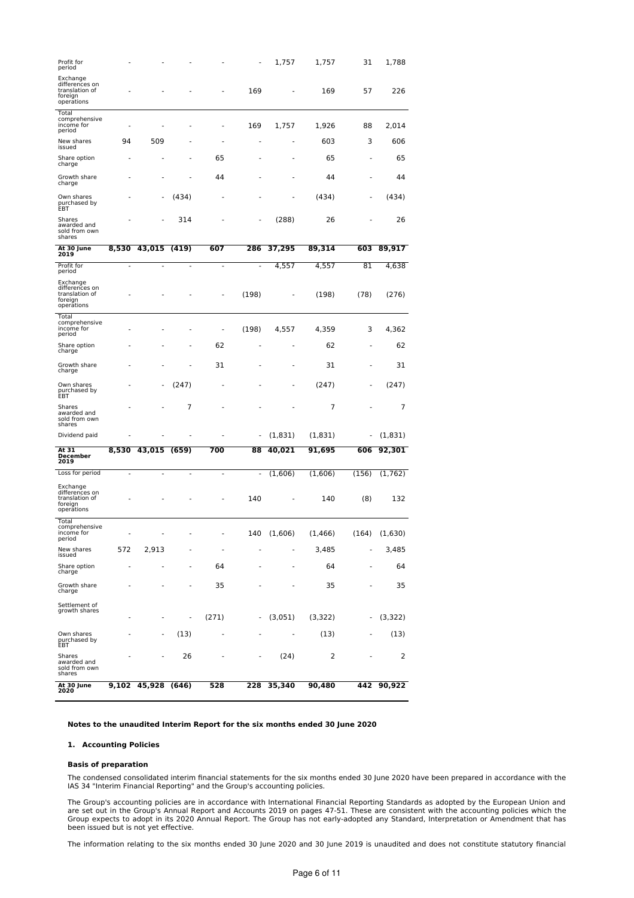| | | | | | | | | | |
|---|---|---|---|---|---|---|---|---|---|
| Profit for period | - | - | - | - | - | 1,757 | 1,757 | 31 | 1,788 |
| Exchange differences on translation of foreign operations | - | - | - | - | 169 | - | 169 | 57 | 226 |
| Total comprehensive income for period | - | - | - | - | 169 | 1,757 | 1,926 | 88 | 2,014 |
| New shares issued | 94 | 509 | - | - | - | - | 603 | 3 | 606 |
| Share option charge | - | - | - | 65 | - | - | 65 | - | 65 |
| Growth share charge | - | - | - | 44 | - | - | 44 | - | 44 |
| Own shares purchased by EBT | - | - | (434) | - | - | - | (434) | - | (434) |
| Shares awarded and sold from own shares | - | - | 314 | - | - | (288) | 26 | - | 26 |
| **At 30 June 2019** | **8,530** | **43,015** | **(419)** | **607** | **286** | **37,295** | **89,314** | **603** | **89,917** |
| Profit for period | - | - | - | - | - | 4,557 | 4,557 | 81 | 4,638 |
| Exchange differences on translation of foreign operations | - | - | - | - | (198) | - | (198) | (78) | (276) |
| Total comprehensive income for period | - | - | - | - | (198) | 4,557 | 4,359 | 3 | 4,362 |
| Share option charge | - | - | - | 62 | - | - | 62 | - | 62 |
| Growth share charge | - | - | - | 31 | - | - | 31 | - | 31 |
| Own shares purchased by EBT | - | - | (247) | - | - | - | (247) | - | (247) |
| Shares awarded and sold from own shares | - | - | 7 | - | - | - | 7 | - | 7 |
| Dividend paid | - | - | - | - | - | (1,831) | (1,831) | - | (1,831) |
| **At 31 December 2019** | **8,530** | **43,015** | **(659)** | **700** | **88** | **40,021** | **91,695** | **606** | **92,301** |
| Loss for period | - | - | - | - | - | (1,606) | (1,606) | (156) | (1,762) |
| Exchange differences on translation of foreign operations | - | - | - | - | 140 | - | 140 | (8) | 132 |
| Total comprehensive income for period | - | - | - | - | 140 | (1,606) | (1,466) | (164) | (1,630) |
| New shares issued | 572 | 2,913 | - | - | - | - | 3,485 | - | 3,485 |
| Share option charge | - | - | - | 64 | - | - | 64 | - | 64 |
| Growth share charge | - | - | - | 35 | - | - | 35 | - | 35 |
| Settlement of growth shares | - | - | - | (271) | - | (3,051) | (3,322) | - | (3,322) |
| Own shares purchased by EBT | - | - | (13) | - | - | - | (13) | - | (13) |
| Shares awarded and sold from own shares | - | - | 26 | - | - | (24) | 2 | - | 2 |
| **At 30 June 2020** | **9,102** | **45,928** | **(646)** | **528** | **228** | **35,340** | **90,480** | **442** | **90,922** |

**Notes to the unaudited Interim Report for the six months ended 30 June 2020**

## 1. Accounting Policies

**Basis of preparation**

The condensed consolidated interim financial statements for the six months ended 30 June 2020 have been prepared in accordance with the IAS 34 "Interim Financial Reporting" and the Group's accounting policies.

The Group's accounting policies are in accordance with International Financial Reporting Standards as adopted by the European Union and are set out in the Group's Annual Report and Accounts 2019 on pages 47-51. These are consistent with the accounting policies which the Group expects to adopt in its 2020 Annual Report. The Group has not early-adopted any Standard, Interpretation or Amendment that has been issued but is not yet effective.

The information relating to the six months ended 30 June 2020 and 30 June 2019 is unaudited and does not constitute statutory financial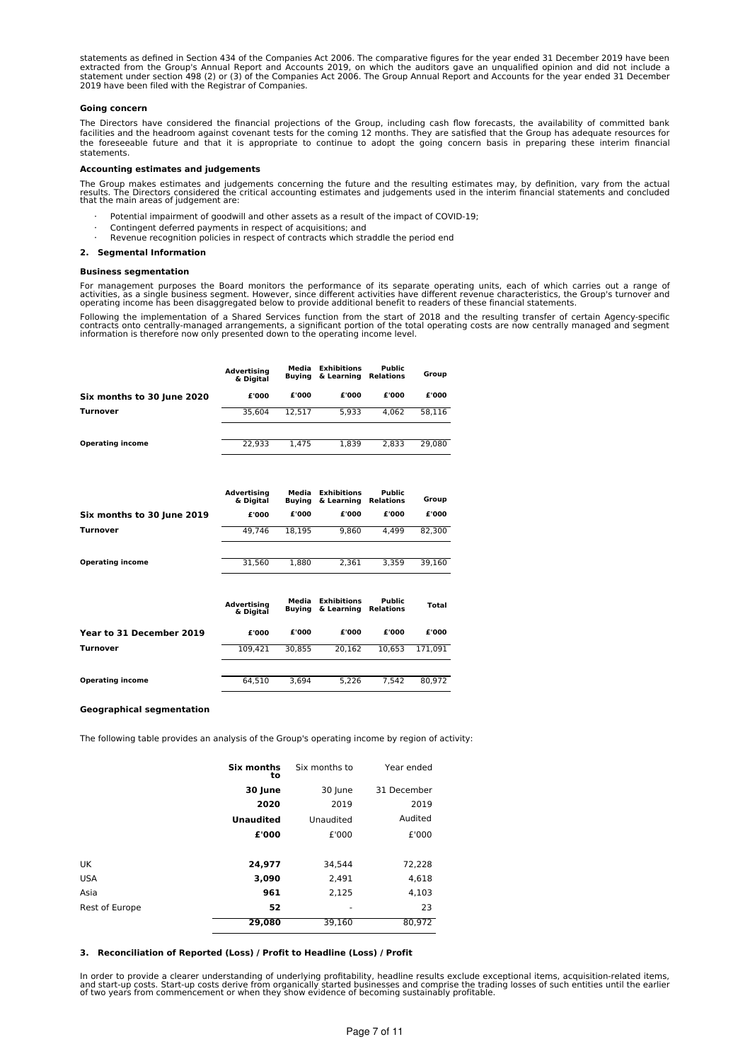statements as defined in Section 434 of the Companies Act 2006. The comparative figures for the year ended 31 December 2019 have been extracted from the Group's Annual Report and Accounts 2019, on which the auditors gave an unqualified opinion and did not include a statement under section 498 (2) or (3) of the Companies Act 2006. The Group Annual Report and Accounts for the year ended 31 December 2019 have been filed with the Registrar of Companies.

**Going concern**

The Directors have considered the financial projections of the Group, including cash flow forecasts, the availability of committed bank facilities and the headroom against covenant tests for the coming 12 months. They are satisfied that the Group has adequate resources for the foreseeable future and that it is appropriate to continue to adopt the going concern basis in preparing these interim financial statements.

**Accounting estimates and judgements**

The Group makes estimates and judgements concerning the future and the resulting estimates may, by definition, vary from the actual results. The Directors considered the critical accounting estimates and judgements used in the interim financial statements and concluded that the main areas of judgement are:

- Potential impairment of goodwill and other assets as a result of the impact of COVID-19;
- Contingent deferred payments in respect of acquisitions; and
- Revenue recognition policies in respect of contracts which straddle the period end

## 2. Segmental Information

**Business segmentation**

For management purposes the Board monitors the performance of its separate operating units, each of which carries out a range of activities, as a single business segment. However, since different activities have different revenue characteristics, the Group's turnover and operating income has been disaggregated below to provide additional benefit to readers of these financial statements.

Following the implementation of a Shared Services function from the start of 2018 and the resulting transfer of certain Agency-specific contracts onto centrally-managed arrangements, a significant portion of the total operating costs are now centrally managed and segment information is therefore now only presented down to the operating income level.

| | Advertising & Digital | Media Buying | Exhibitions & Learning | Public Relations | Group |
|---|---|---|---|---|---|
| **Six months to 30 June 2020** | **£'000** | **£'000** | **£'000** | **£'000** | **£'000** |
| **Turnover** | 35,604 | 12,517 | 5,933 | 4,062 | 58,116 |
| **Operating income** | 22,933 | 1,475 | 1,839 | 2,833 | 29,080 |

| | Advertising & Digital | Media Buying | Exhibitions & Learning | Public Relations | Group |
|---|---|---|---|---|---|
| **Six months to 30 June 2019** | **£'000** | **£'000** | **£'000** | **£'000** | **£'000** |
| **Turnover** | 49,746 | 18,195 | 9,860 | 4,499 | 82,300 |
| **Operating income** | 31,560 | 1,880 | 2,361 | 3,359 | 39,160 |

| | Advertising & Digital | Media Buying | Exhibitions & Learning | Public Relations | Total |
|---|---|---|---|---|---|
| **Year to 31 December 2019** | **£'000** | **£'000** | **£'000** | **£'000** | **£'000** |
| **Turnover** | 109,421 | 30,855 | 20,162 | 10,653 | 171,091 |
| **Operating income** | 64,510 | 3,694 | 5,226 | 7,542 | 80,972 |

**Geographical segmentation**

The following table provides an analysis of the Group's operating income by region of activity:

| | **Six months to** | Six months to | Year ended |
|---|---|---|---|
| | **30 June** | 30 June | 31 December |
| | **2020** | 2019 | 2019 |
| | **Unaudited** | Unaudited | Audited |
| | **£'000** | £'000 | £'000 |
| UK | **24,977** | 34,544 | 72,228 |
| USA | **3,090** | 2,491 | 4,618 |
| Asia | **961** | 2,125 | 4,103 |
| Rest of Europe | **52** | - | 23 |
| | **29,080** | 39,160 | 80,972 |

## 3. Reconciliation of Reported (Loss) / Profit to Headline (Loss) / Profit

In order to provide a clearer understanding of underlying profitability, headline results exclude exceptional items, acquisition-related items, and start-up costs. Start-up costs derive from organically started businesses and comprise the trading losses of such entities until the earlier of two years from commencement or when they show evidence of becoming sustainably profitable.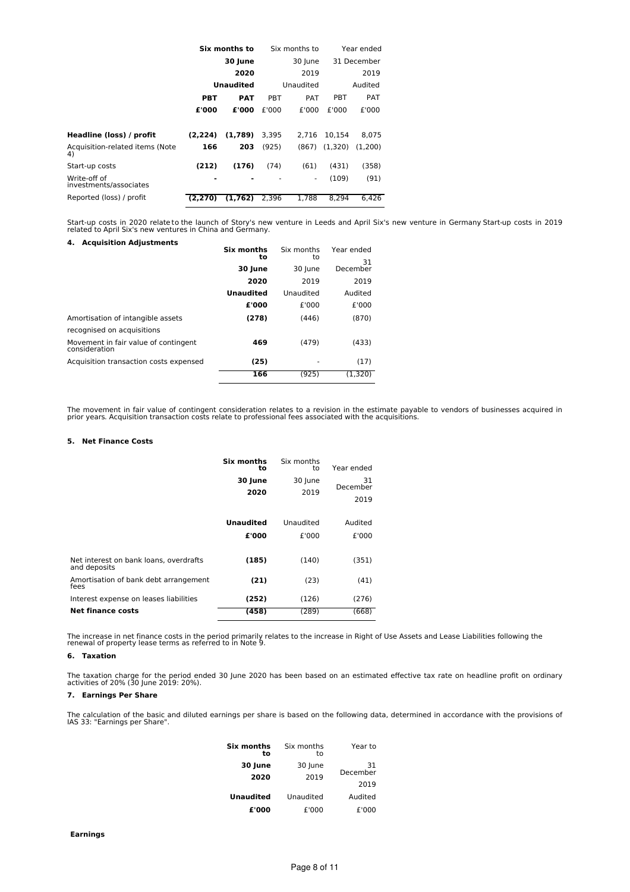| | Six months to | | Six months to | | Year ended | |
|---|---|---|---|---|---|---|
| | 30 June | | 30 June | | 31 December | |
| | 2020 | | 2019 | | 2019 | |
| | Unaudited | | Unaudited | | Audited | |
| | PBT | PAT | PBT | PAT | PBT | PAT |
| | £'000 | £'000 | £'000 | £'000 | £'000 | £'000 |
| **Headline (loss) / profit** | **(2,224)** | **(1,789)** | 3,395 | 2,716 | 10,154 | 8,075 |
| Acquisition-related items (Note 4) | **166** | **203** | (925) | (867) | (1,320) | (1,200) |
| Start-up costs | **(212)** | **(176)** | (74) | (61) | (431) | (358) |
| Write-off of investments/associates | **-** | **-** | - | - | (109) | (91) |
| Reported (loss) / profit | **(2,270)** | **(1,762)** | 2,396 | 1,788 | 8,294 | 6,426 |

Start-up costs in 2020 relate to the launch of Story's new venture in Leeds and April Six's new venture in Germany Start-up costs in 2019 related to April Six's new ventures in China and Germany.

#### 4. Acquisition Adjustments

| | Six months to | Six months to | Year ended |
|---|---|---|---|
| | 30 June | 30 June | 31 December |
| | 2020 | 2019 | 2019 |
| | Unaudited | Unaudited | Audited |
| | £'000 | £'000 | £'000 |
| Amortisation of intangible assets recognised on acquisitions | **(278)** | (446) | (870) |
| Movement in fair value of contingent consideration | **469** | (479) | (433) |
| Acquisition transaction costs expensed | **(25)** | - | (17) |
| | **166** | (925) | (1,320) |

The movement in fair value of contingent consideration relates to a revision in the estimate payable to vendors of businesses acquired in prior years. Acquisition transaction costs relate to professional fees associated with the acquisitions.

#### 5. Net Finance Costs

| | Six months to | Six months to | Year ended |
|---|---|---|---|
| | 30 June | 30 June | 31 December |
| | 2020 | 2019 | 2019 |
| | Unaudited | Unaudited | Audited |
| | £'000 | £'000 | £'000 |
| Net interest on bank loans, overdrafts and deposits | **(185)** | (140) | (351) |
| Amortisation of bank debt arrangement fees | **(21)** | (23) | (41) |
| Interest expense on leases liabilities | **(252)** | (126) | (276) |
| **Net finance costs** | **(458)** | (289) | (668) |

The increase in net finance costs in the period primarily relates to the increase in Right of Use Assets and Lease Liabilities following the renewal of property lease terms as referred to in Note 9.

#### 6. Taxation

The taxation charge for the period ended 30 June 2020 has been based on an estimated effective tax rate on headline profit on ordinary activities of 20% (30 June 2019: 20%).

#### 7. Earnings Per Share

The calculation of the basic and diluted earnings per share is based on the following data, determined in accordance with the provisions of IAS 33: "Earnings per Share".

| | Six months to | Six months to | Year to |
|---|---|---|---|
| | 30 June | 30 June | 31 December |
| | 2020 | 2019 | 2019 |
| | Unaudited | Unaudited | Audited |
| | £'000 | £'000 | £'000 |

**Earnings**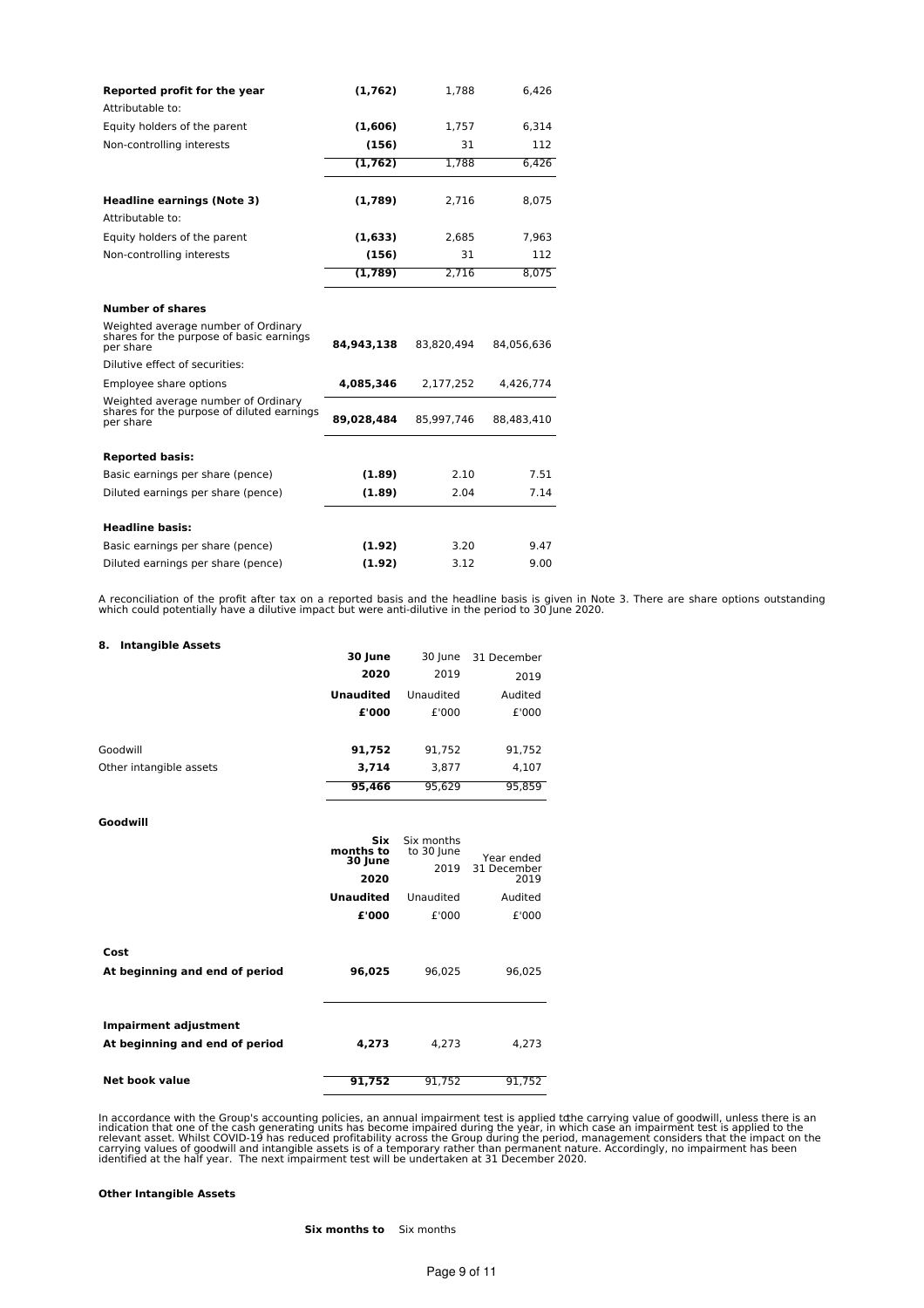| | | | |
|---|---|---|---|
| **Reported profit for the year** | **(1,762)** | 1,788 | 6,426 |
| Attributable to: | | | |
| Equity holders of the parent | **(1,606)** | 1,757 | 6,314 |
| Non-controlling interests | **(156)** | 31 | 112 |
| | **(1,762)** | 1,788 | 6,426 |
| **Headline earnings (Note 3)** | **(1,789)** | 2,716 | 8,075 |
| Attributable to: | | | |
| Equity holders of the parent | **(1,633)** | 2,685 | 7,963 |
| Non-controlling interests | **(156)** | 31 | 112 |
| | **(1,789)** | 2,716 | 8,075 |
| **Number of shares** | | | |
| Weighted average number of Ordinary shares for the purpose of basic earnings per share | **84,943,138** | 83,820,494 | 84,056,636 |
| Dilutive effect of securities: | | | |
| Employee share options | **4,085,346** | 2,177,252 | 4,426,774 |
| Weighted average number of Ordinary shares for the purpose of diluted earnings per share | **89,028,484** | 85,997,746 | 88,483,410 |
| **Reported basis:** | | | |
| Basic earnings per share (pence) | **(1.89)** | 2.10 | 7.51 |
| Diluted earnings per share (pence) | **(1.89)** | 2.04 | 7.14 |
| **Headline basis:** | | | |
| Basic earnings per share (pence) | **(1.92)** | 3.20 | 9.47 |
| Diluted earnings per share (pence) | **(1.92)** | 3.12 | 9.00 |

A reconciliation of the profit after tax on a reported basis and the headline basis is given in Note 3. There are share options outstanding which could potentially have a dilutive impact but were anti-dilutive in the period to 30 June 2020.

### 8. Intangible Assets

| | **30 June 2020** | 30 June 2019 | 31 December 2019 |
|---|---|---|---|
| | **Unaudited** | Unaudited | Audited |
| | **£'000** | £'000 | £'000 |
| Goodwill | **91,752** | 91,752 | 91,752 |
| Other intangible assets | **3,714** | 3,877 | 4,107 |
| | **95,466** | 95,629 | 95,859 |

**Goodwill**

| | **Six months to 30 June 2020** | Six months to 30 June 2019 | Year ended 31 December 2019 |
|---|---|---|---|
| | **Unaudited** | Unaudited | Audited |
| | **£'000** | £'000 | £'000 |
| **Cost** | | | |
| **At beginning and end of period** | **96,025** | 96,025 | 96,025 |
| **Impairment adjustment** | | | |
| **At beginning and end of period** | **4,273** | 4,273 | 4,273 |
| **Net book value** | **91,752** | 91,752 | 91,752 |

In accordance with the Group's accounting policies, an annual impairment test is applied tothe carrying value of goodwill, unless there is an indication that one of the cash generating units has become impaired during the year, in which case an impairment test is applied to the relevant asset. Whilst COVID-19 has reduced profitability across the Group during the period, management considers that the impact on the carrying values of goodwill and intangible assets is of a temporary rather than permanent nature. Accordingly, no impairment has been identified at the half year. The next impairment test will be undertaken at 31 December 2020.

**Other Intangible Assets**

| | **Six months to** | Six months |
|---|---|---|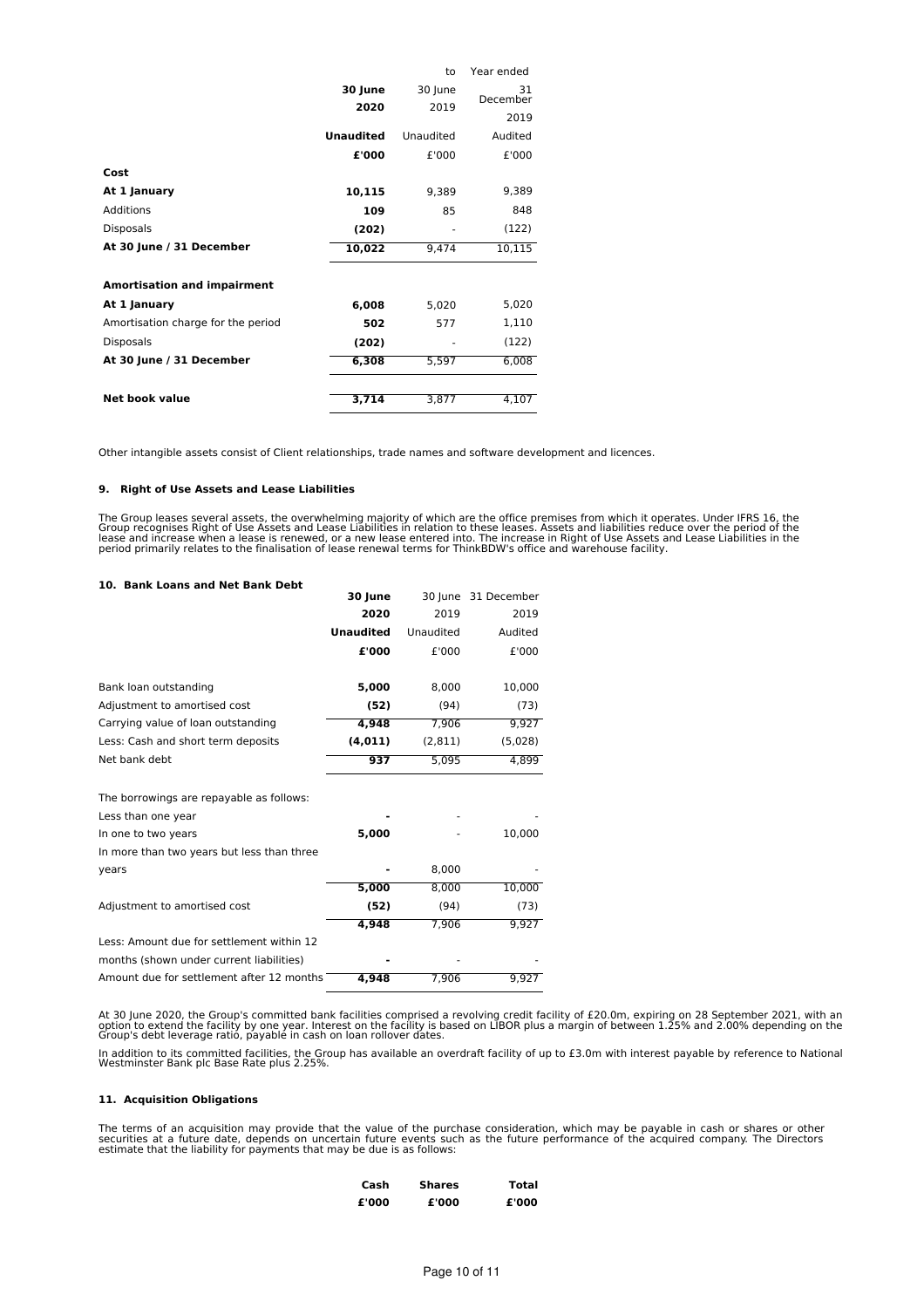| | 30 June 2020 | to 30 June 2019 | Year ended 31 December 2019 |
|---|---|---|---|
| | **Unaudited** | Unaudited | Audited |
| | **£'000** | £'000 | £'000 |
| **Cost** | | | |
| **At 1 January** | **10,115** | 9,389 | 9,389 |
| Additions | **109** | 85 | 848 |
| Disposals | **(202)** | - | (122) |
| **At 30 June / 31 December** | **10,022** | 9,474 | 10,115 |
| | | | |
| **Amortisation and impairment** | | | |
| **At 1 January** | **6,008** | 5,020 | 5,020 |
| Amortisation charge for the period | **502** | 577 | 1,110 |
| Disposals | **(202)** | - | (122) |
| **At 30 June / 31 December** | **6,308** | 5,597 | 6,008 |
| | | | |
| **Net book value** | **3,714** | 3,877 | 4,107 |

Other intangible assets consist of Client relationships, trade names and software development and licences.

### 9. Right of Use Assets and Lease Liabilities

The Group leases several assets, the overwhelming majority of which are the office premises from which it operates. Under IFRS 16, the Group recognises Right of Use Assets and Lease Liabilities in relation to these leases. Assets and liabilities reduce over the period of the lease and increase when a lease is renewed, or a new lease entered into. The increase in Right of Use Assets and Lease Liabilities in the period primarily relates to the finalisation of lease renewal terms for ThinkBDW's office and warehouse facility.

### 10. Bank Loans and Net Bank Debt

| | 30 June 2020 | 30 June 2019 | 31 December 2019 |
|---|---|---|---|
| | **Unaudited** | Unaudited | Audited |
| | **£'000** | £'000 | £'000 |
| Bank loan outstanding | **5,000** | 8,000 | 10,000 |
| Adjustment to amortised cost | **(52)** | (94) | (73) |
| Carrying value of loan outstanding | **4,948** | 7,906 | 9,927 |
| Less: Cash and short term deposits | **(4,011)** | (2,811) | (5,028) |
| Net bank debt | **937** | 5,095 | 4,899 |
| | | | |
| The borrowings are repayable as follows: | | | |
| Less than one year | **-** | - | - |
| In one to two years | **5,000** | - | 10,000 |
| In more than two years but less than three years | **-** | 8,000 | - |
| | **5,000** | 8,000 | 10,000 |
| Adjustment to amortised cost | **(52)** | (94) | (73) |
| | **4,948** | 7,906 | 9,927 |
| Less: Amount due for settlement within 12 months (shown under current liabilities) | **-** | - | - |
| Amount due for settlement after 12 months | **4,948** | 7,906 | 9,927 |

At 30 June 2020, the Group's committed bank facilities comprised a revolving credit facility of £20.0m, expiring on 28 September 2021, with an option to extend the facility by one year. Interest on the facility is based on LIBOR plus a margin of between 1.25% and 2.00% depending on the Group's debt leverage ratio, payable in cash on loan rollover dates.

In addition to its committed facilities, the Group has available an overdraft facility of up to £3.0m with interest payable by reference to National Westminster Bank plc Base Rate plus 2.25%.

### 11. Acquisition Obligations

The terms of an acquisition may provide that the value of the purchase consideration, which may be payable in cash or shares or other securities at a future date, depends on uncertain future events such as the future performance of the acquired company. The Directors estimate that the liability for payments that may be due is as follows:

| | Cash | Shares | Total |
|---|---|---|---|
| | **£'000** | **£'000** | **£'000** |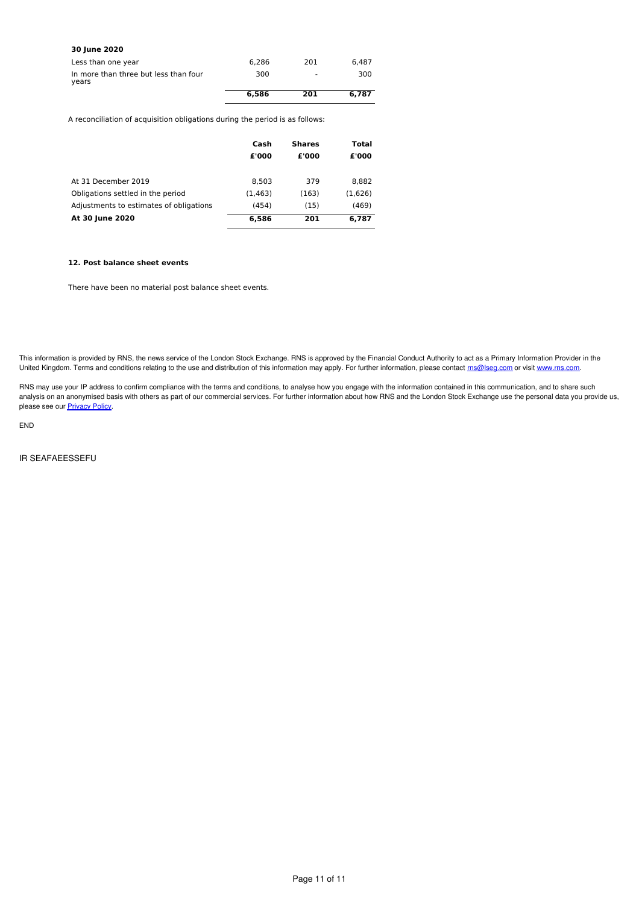| | | | |
|---|---|---|---|
| **30 June 2020** | | | |
| Less than one year | 6,286 | 201 | 6,487 |
| In more than three but less than four years | 300 | - | 300 |
| | **6,586** | **201** | **6,787** |

A reconciliation of acquisition obligations during the period is as follows:

| | Cash £'000 | Shares £'000 | Total £'000 |
|---|---|---|---|
| At 31 December 2019 | 8,503 | 379 | 8,882 |
| Obligations settled in the period | (1,463) | (163) | (1,626) |
| Adjustments to estimates of obligations | (454) | (15) | (469) |
| **At 30 June 2020** | **6,586** | **201** | **6,787** |

**12. Post balance sheet events**

There have been no material post balance sheet events.

This information is provided by RNS, the news service of the London Stock Exchange. RNS is approved by the Financial Conduct Authority to act as a Primary Information Provider in the United Kingdom. Terms and conditions relating to the use and distribution of this information may apply. For further information, please contact rns@lseg.com or visit www.rns.com.

RNS may use your IP address to confirm compliance with the terms and conditions, to analyse how you engage with the information contained in this communication, and to share such analysis on an anonymised basis with others as part of our commercial services. For further information about how RNS and the London Stock Exchange use the personal data you provide us, please see our Privacy Policy.

END

IR SEAFAEESSEFU